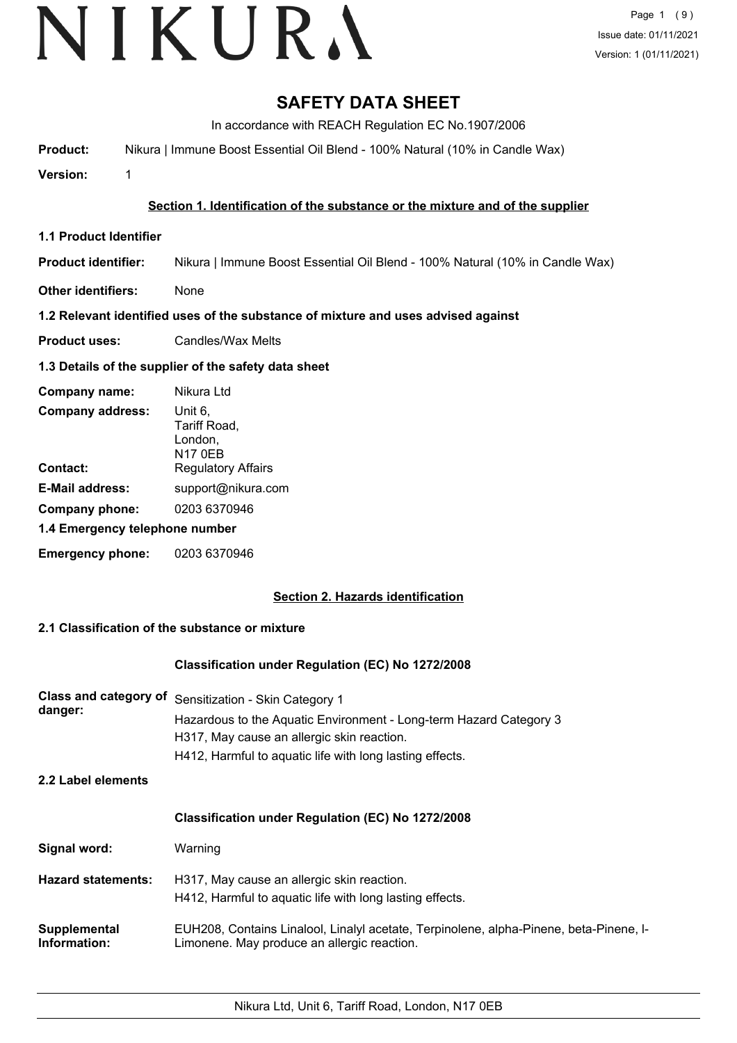# SAFETY DATA SHEET

In accordance with REACH Regulation EC No.1907/2006

**Product:** Nikura | Immune Boost Essential Oil Blend - 100% Natural (10% in Candle Wax)

**Version:** 1

## Section 1. Identification of the substance or the mixture and of the supplier

### 1.1 Product Identifier

**Product identifier:** Nikura | Immune Boost Essential Oil Blend - 100% Natural (10% in Candle Wax)

**Other identifiers:** None

### 1.2 Relevant identified uses of the substance of mixture and uses advised against

**Product uses:** Candles/Wax Melts

### 1.3 Details of the supplier of the safety data sheet

**Company name:** Nikura Ltd

**Company address:** Unit 6,
Tariff Road,
London,
N17 0EB

**Contact:** Regulatory Affairs

**E-Mail address:** support@nikura.com

**Company phone:** 0203 6370946

### 1.4 Emergency telephone number

**Emergency phone:** 0203 6370946

## Section 2. Hazards identification

### 2.1 Classification of the substance or mixture

**Classification under Regulation (EC) No 1272/2008**

**Class and category of danger:** Sensitization - Skin Category 1
Hazardous to the Aquatic Environment - Long-term Hazard Category 3
H317, May cause an allergic skin reaction.
H412, Harmful to aquatic life with long lasting effects.

### 2.2 Label elements

**Classification under Regulation (EC) No 1272/2008**

**Signal word:** Warning

**Hazard statements:** H317, May cause an allergic skin reaction.
H412, Harmful to aquatic life with long lasting effects.

**Supplemental Information:** EUH208, Contains Linalool, Linalyl acetate, Terpinolene, alpha-Pinene, beta-Pinene, l-Limonene. May produce an allergic reaction.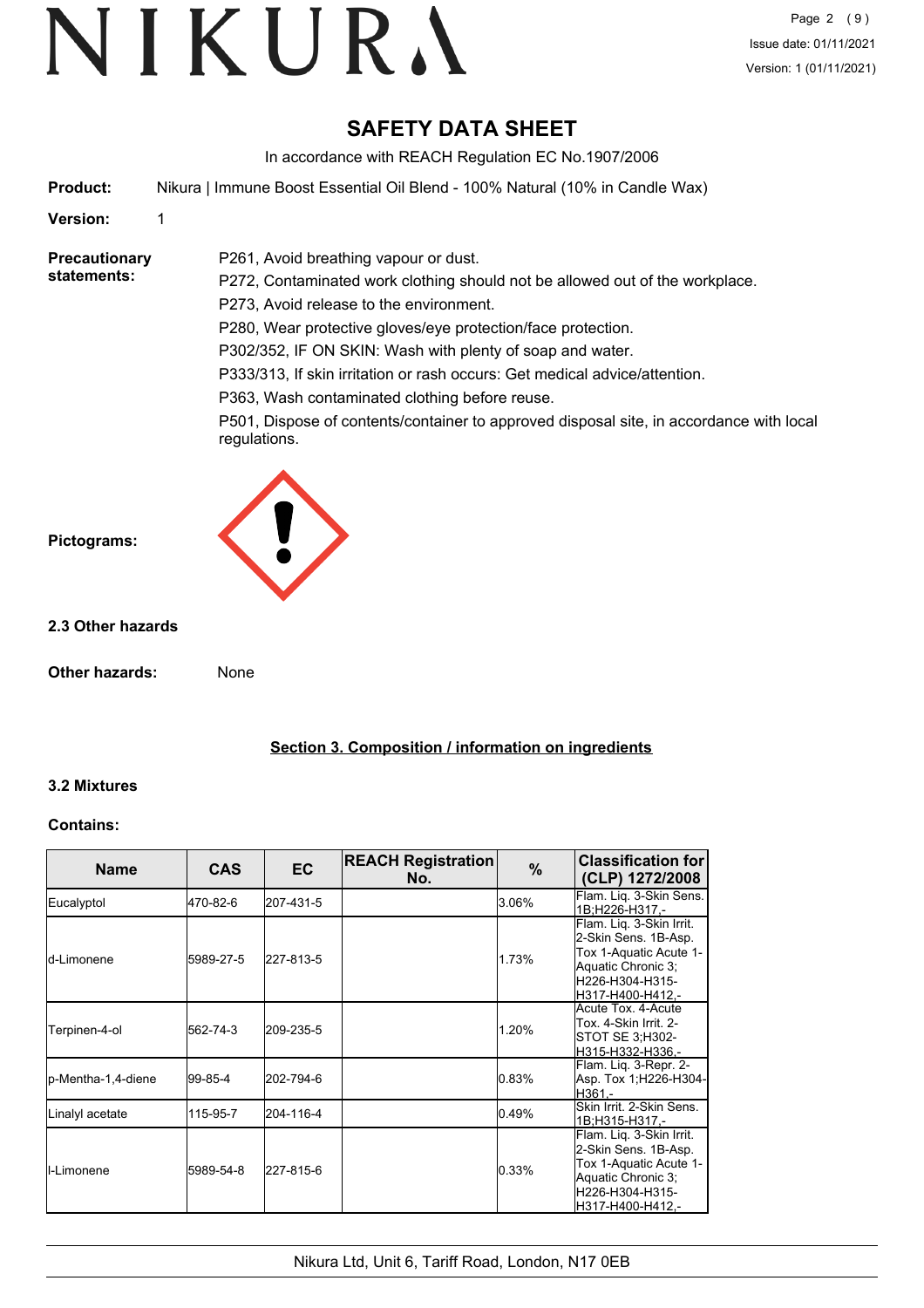# SAFETY DATA SHEET

In accordance with REACH Regulation EC No.1907/2006

**Product:** Nikura | Immune Boost Essential Oil Blend - 100% Natural (10% in Candle Wax)

**Version:** 1

**Precautionary statements:**

P261, Avoid breathing vapour or dust.

P272, Contaminated work clothing should not be allowed out of the workplace.

P273, Avoid release to the environment.

P280, Wear protective gloves/eye protection/face protection.

P302/352, IF ON SKIN: Wash with plenty of soap and water.

P333/313, If skin irritation or rash occurs: Get medical advice/attention.

P363, Wash contaminated clothing before reuse.

P501, Dispose of contents/container to approved disposal site, in accordance with local regulations.

**Pictograms:**

### 2.3 Other hazards

**Other hazards:** None

## Section 3. Composition / information on ingredients

### 3.2 Mixtures

**Contains:**

| Name | CAS | EC | REACH Registration No. | % | Classification for (CLP) 1272/2008 |
|---|---|---|---|---|---|
| Eucalyptol | 470-82-6 | 207-431-5 | | 3.06% | Flam. Liq. 3-Skin Sens. 1B;H226-H317,- |
| d-Limonene | 5989-27-5 | 227-813-5 | | 1.73% | Flam. Liq. 3-Skin Irrit. 2-Skin Sens. 1B-Asp. Tox 1-Aquatic Acute 1-Aquatic Chronic 3;H226-H304-H315-H317-H400-H412,- |
| Terpinen-4-ol | 562-74-3 | 209-235-5 | | 1.20% | Acute Tox. 4-Acute Tox. 4-Skin Irrit. 2-STOT SE 3;H302-H315-H332-H336,- |
| p-Mentha-1,4-diene | 99-85-4 | 202-794-6 | | 0.83% | Flam. Liq. 3-Repr. 2-Asp. Tox 1;H226-H304-H361,- |
| Linalyl acetate | 115-95-7 | 204-116-4 | | 0.49% | Skin Irrit. 2-Skin Sens. 1B;H315-H317,- |
| l-Limonene | 5989-54-8 | 227-815-6 | | 0.33% | Flam. Liq. 3-Skin Irrit. 2-Skin Sens. 1B-Asp. Tox 1-Aquatic Acute 1-Aquatic Chronic 3;H226-H304-H315-H317-H400-H412,- |

Nikura Ltd, Unit 6, Tariff Road, London, N17 0EB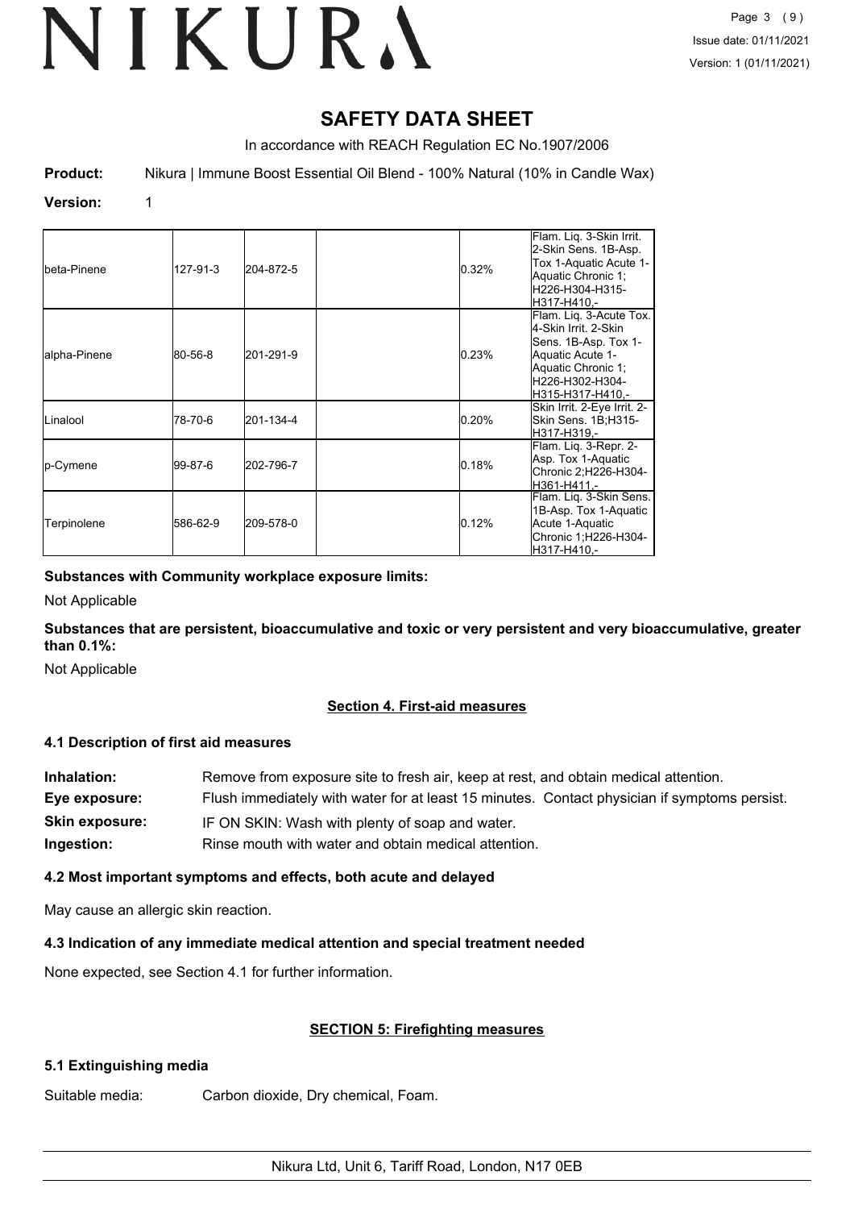# SAFETY DATA SHEET

In accordance with REACH Regulation EC No.1907/2006

**Product:** Nikura | Immune Boost Essential Oil Blend - 100% Natural (10% in Candle Wax)

**Version:** 1

| | | | | | |
|---|---|---|---|---|---|
| beta-Pinene | 127-91-3 | 204-872-5 | | 0.32% | Flam. Liq. 3-Skin Irrit. 2-Skin Sens. 1B-Asp. Tox 1-Aquatic Acute 1-Aquatic Chronic 1; H226-H304-H315-H317-H410,- |
| alpha-Pinene | 80-56-8 | 201-291-9 | | 0.23% | Flam. Liq. 3-Acute Tox. 4-Skin Irrit. 2-Skin Sens. 1B-Asp. Tox 1-Aquatic Acute 1-Aquatic Chronic 1; H226-H302-H304-H315-H317-H410,- |
| Linalool | 78-70-6 | 201-134-4 | | 0.20% | Skin Irrit. 2-Eye Irrit. 2-Skin Sens. 1B;H315-H317-H319,- |
| p-Cymene | 99-87-6 | 202-796-7 | | 0.18% | Flam. Liq. 3-Repr. 2-Asp. Tox 1-Aquatic Chronic 2;H226-H304-H361-H411,- |
| Terpinolene | 586-62-9 | 209-578-0 | | 0.12% | Flam. Liq. 3-Skin Sens. 1B-Asp. Tox 1-Aquatic Acute 1-Aquatic Chronic 1;H226-H304-H317-H410,- |

**Substances with Community workplace exposure limits:**

Not Applicable

**Substances that are persistent, bioaccumulative and toxic or very persistent and very bioaccumulative, greater than 0.1%:**

Not Applicable

## Section 4. First-aid measures

### 4.1 Description of first aid measures

**Inhalation:** Remove from exposure site to fresh air, keep at rest, and obtain medical attention.

**Eye exposure:** Flush immediately with water for at least 15 minutes. Contact physician if symptoms persist.

**Skin exposure:** IF ON SKIN: Wash with plenty of soap and water.

**Ingestion:** Rinse mouth with water and obtain medical attention.

### 4.2 Most important symptoms and effects, both acute and delayed

May cause an allergic skin reaction.

### 4.3 Indication of any immediate medical attention and special treatment needed

None expected, see Section 4.1 for further information.

## SECTION 5: Firefighting measures

### 5.1 Extinguishing media

Suitable media: Carbon dioxide, Dry chemical, Foam.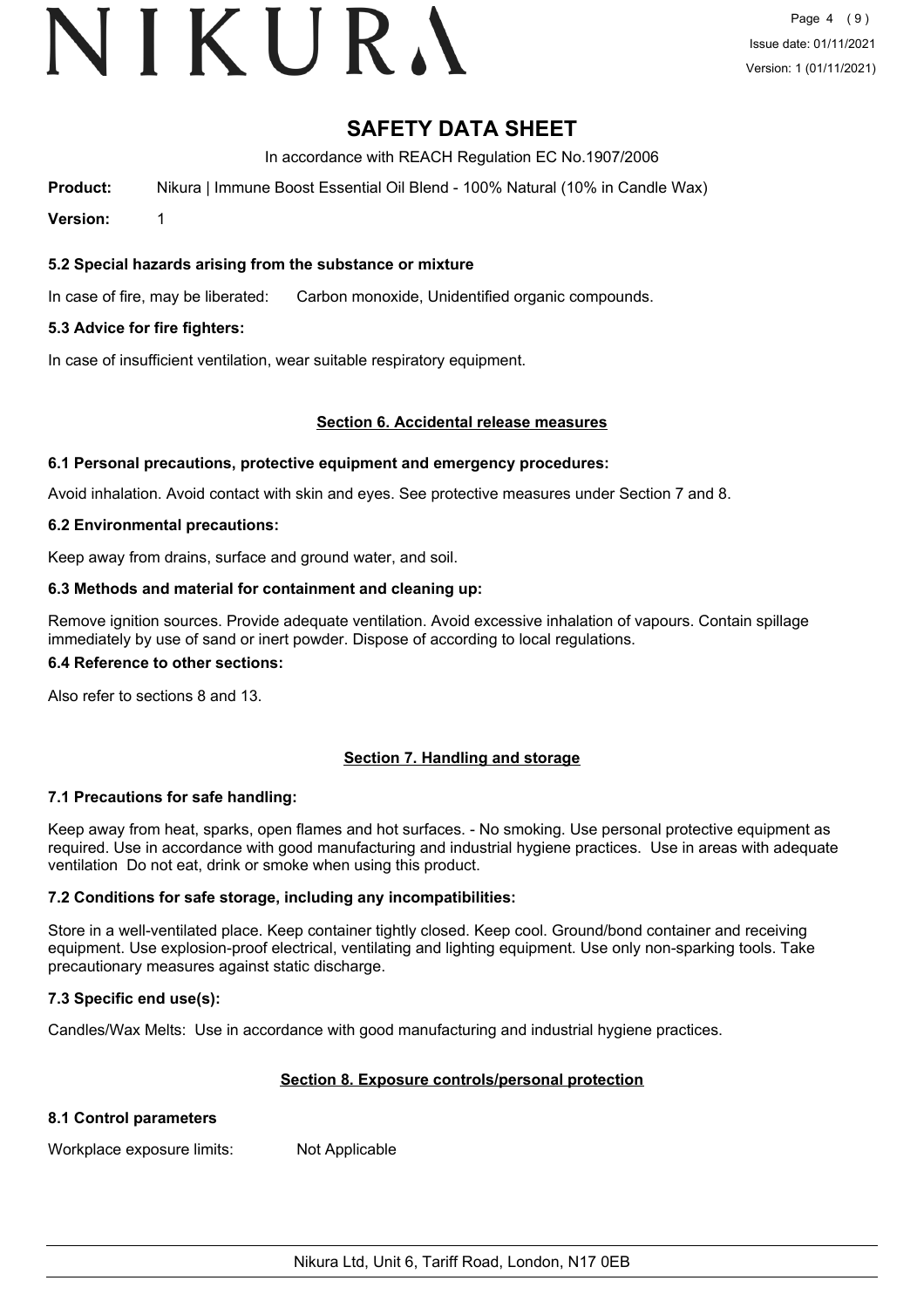# SAFETY DATA SHEET

In accordance with REACH Regulation EC No.1907/2006

**Product:** Nikura | Immune Boost Essential Oil Blend - 100% Natural (10% in Candle Wax)

**Version:** 1

### 5.2 Special hazards arising from the substance or mixture

In case of fire, may be liberated: Carbon monoxide, Unidentified organic compounds.

### 5.3 Advice for fire fighters:

In case of insufficient ventilation, wear suitable respiratory equipment.

## Section 6. Accidental release measures

### 6.1 Personal precautions, protective equipment and emergency procedures:

Avoid inhalation. Avoid contact with skin and eyes. See protective measures under Section 7 and 8.

### 6.2 Environmental precautions:

Keep away from drains, surface and ground water, and soil.

### 6.3 Methods and material for containment and cleaning up:

Remove ignition sources. Provide adequate ventilation. Avoid excessive inhalation of vapours. Contain spillage immediately by use of sand or inert powder. Dispose of according to local regulations.

### 6.4 Reference to other sections:

Also refer to sections 8 and 13.

## Section 7. Handling and storage

### 7.1 Precautions for safe handling:

Keep away from heat, sparks, open flames and hot surfaces. - No smoking. Use personal protective equipment as required. Use in accordance with good manufacturing and industrial hygiene practices. Use in areas with adequate ventilation Do not eat, drink or smoke when using this product.

### 7.2 Conditions for safe storage, including any incompatibilities:

Store in a well-ventilated place. Keep container tightly closed. Keep cool. Ground/bond container and receiving equipment. Use explosion-proof electrical, ventilating and lighting equipment. Use only non-sparking tools. Take precautionary measures against static discharge.

### 7.3 Specific end use(s):

Candles/Wax Melts: Use in accordance with good manufacturing and industrial hygiene practices.

## Section 8. Exposure controls/personal protection

### 8.1 Control parameters

Workplace exposure limits: Not Applicable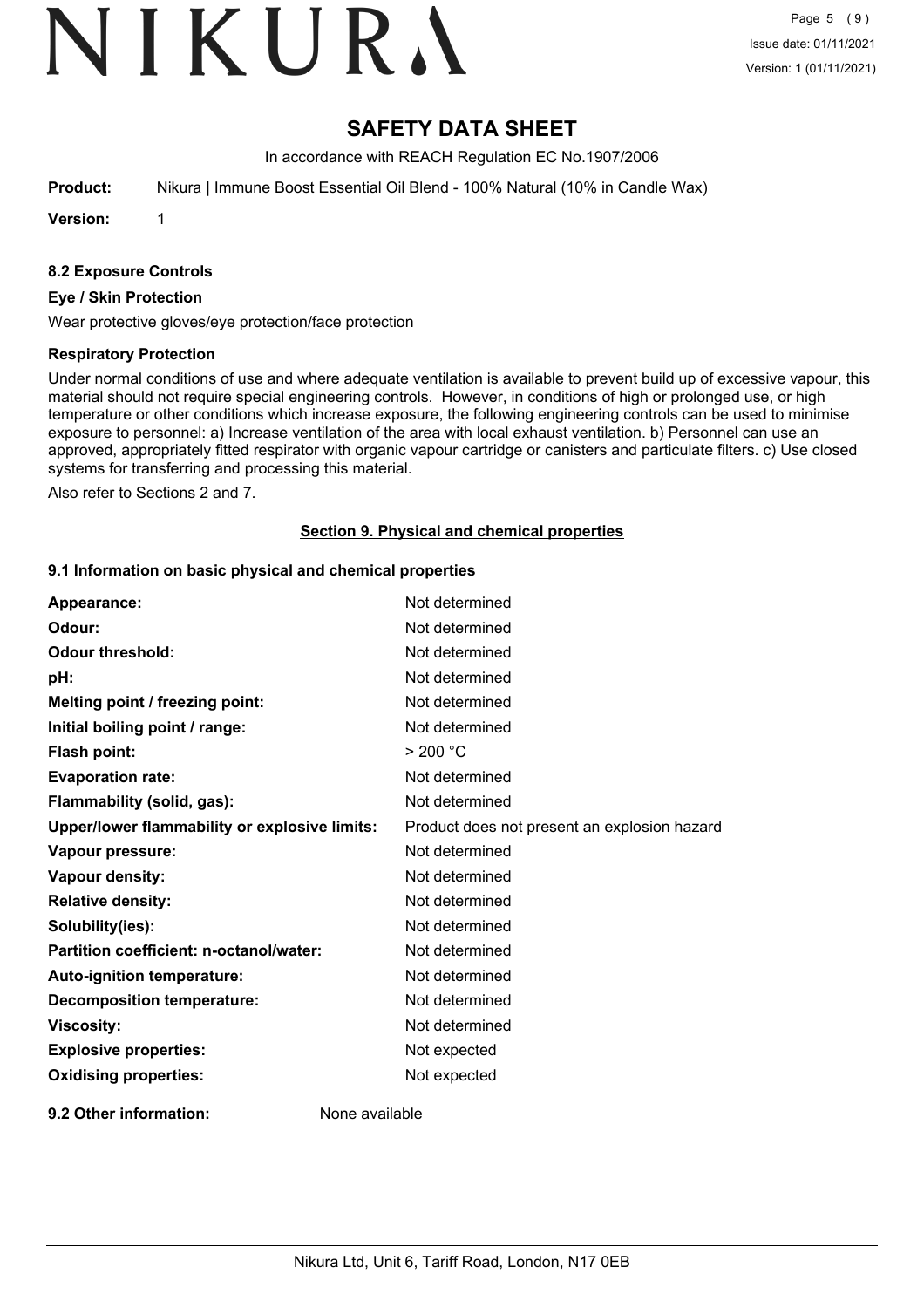# SAFETY DATA SHEET

In accordance with REACH Regulation EC No.1907/2006

**Product:** Nikura | Immune Boost Essential Oil Blend - 100% Natural (10% in Candle Wax)

**Version:** 1

### 8.2 Exposure Controls

#### Eye / Skin Protection

Wear protective gloves/eye protection/face protection

#### Respiratory Protection

Under normal conditions of use and where adequate ventilation is available to prevent build up of excessive vapour, this material should not require special engineering controls. However, in conditions of high or prolonged use, or high temperature or other conditions which increase exposure, the following engineering controls can be used to minimise exposure to personnel: a) Increase ventilation of the area with local exhaust ventilation. b) Personnel can use an approved, appropriately fitted respirator with organic vapour cartridge or canisters and particulate filters. c) Use closed systems for transferring and processing this material.

Also refer to Sections 2 and 7.

## Section 9. Physical and chemical properties

### 9.1 Information on basic physical and chemical properties

| | |
|---|---|
| **Appearance:** | Not determined |
| **Odour:** | Not determined |
| **Odour threshold:** | Not determined |
| **pH:** | Not determined |
| **Melting point / freezing point:** | Not determined |
| **Initial boiling point / range:** | Not determined |
| **Flash point:** | > 200 °C |
| **Evaporation rate:** | Not determined |
| **Flammability (solid, gas):** | Not determined |
| **Upper/lower flammability or explosive limits:** | Product does not present an explosion hazard |
| **Vapour pressure:** | Not determined |
| **Vapour density:** | Not determined |
| **Relative density:** | Not determined |
| **Solubility(ies):** | Not determined |
| **Partition coefficient: n-octanol/water:** | Not determined |
| **Auto-ignition temperature:** | Not determined |
| **Decomposition temperature:** | Not determined |
| **Viscosity:** | Not determined |
| **Explosive properties:** | Not expected |
| **Oxidising properties:** | Not expected |

**9.2 Other information:** None available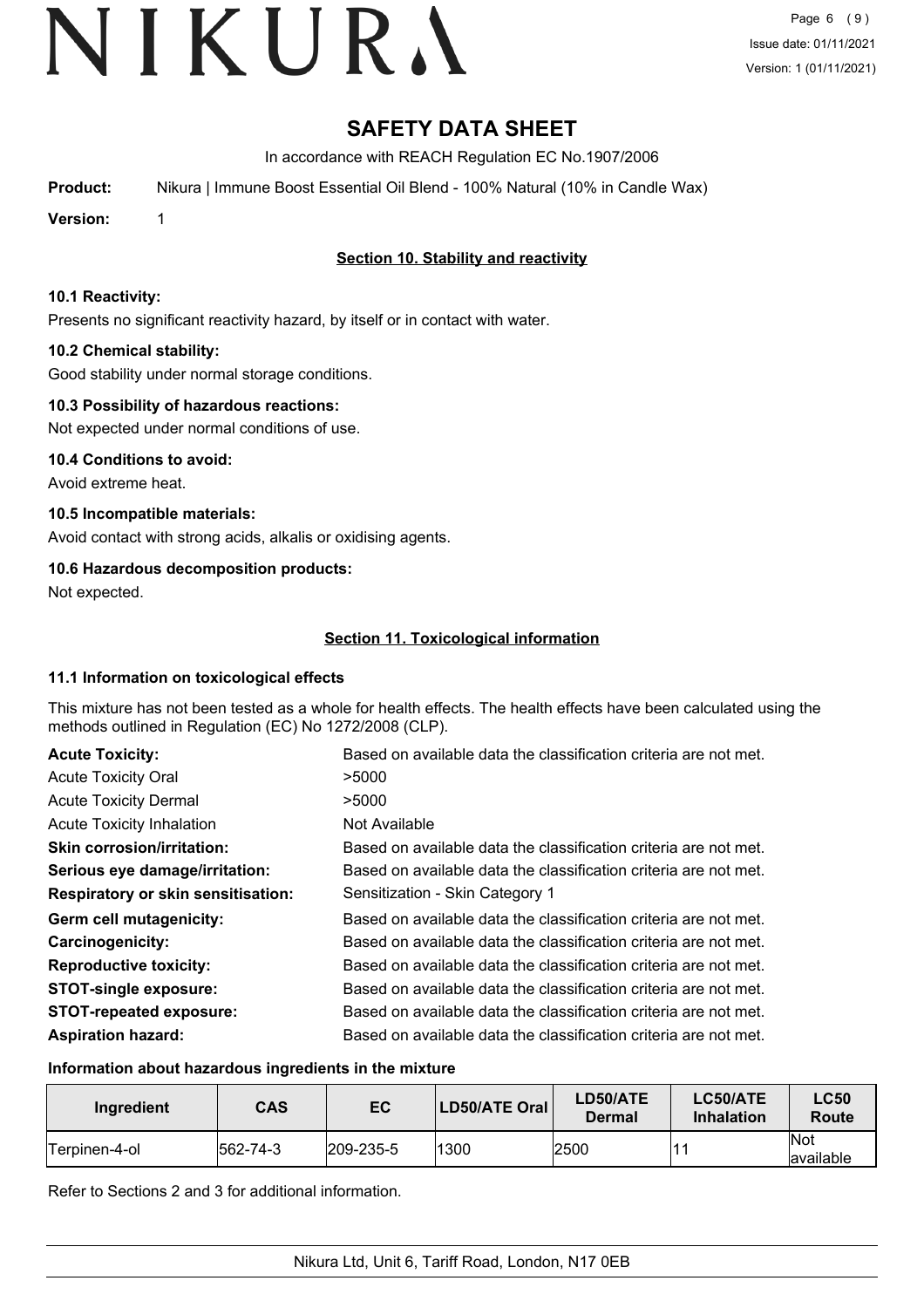# SAFETY DATA SHEET

In accordance with REACH Regulation EC No.1907/2006

**Product:** Nikura | Immune Boost Essential Oil Blend - 100% Natural (10% in Candle Wax)

**Version:** 1

## Section 10. Stability and reactivity

### 10.1 Reactivity:

Presents no significant reactivity hazard, by itself or in contact with water.

### 10.2 Chemical stability:

Good stability under normal storage conditions.

### 10.3 Possibility of hazardous reactions:

Not expected under normal conditions of use.

### 10.4 Conditions to avoid:

Avoid extreme heat.

### 10.5 Incompatible materials:

Avoid contact with strong acids, alkalis or oxidising agents.

### 10.6 Hazardous decomposition products:

Not expected.

## Section 11. Toxicological information

### 11.1 Information on toxicological effects

This mixture has not been tested as a whole for health effects. The health effects have been calculated using the methods outlined in Regulation (EC) No 1272/2008 (CLP).

| | |
|---|---|
| **Acute Toxicity:** | Based on available data the classification criteria are not met. |
| Acute Toxicity Oral | >5000 |
| Acute Toxicity Dermal | >5000 |
| Acute Toxicity Inhalation | Not Available |
| **Skin corrosion/irritation:** | Based on available data the classification criteria are not met. |
| **Serious eye damage/irritation:** | Based on available data the classification criteria are not met. |
| **Respiratory or skin sensitisation:** | Sensitization - Skin Category 1 |
| **Germ cell mutagenicity:** | Based on available data the classification criteria are not met. |
| **Carcinogenicity:** | Based on available data the classification criteria are not met. |
| **Reproductive toxicity:** | Based on available data the classification criteria are not met. |
| **STOT-single exposure:** | Based on available data the classification criteria are not met. |
| **STOT-repeated exposure:** | Based on available data the classification criteria are not met. |
| **Aspiration hazard:** | Based on available data the classification criteria are not met. |

### Information about hazardous ingredients in the mixture

| Ingredient | CAS | EC | LD50/ATE Oral | LD50/ATE Dermal | LC50/ATE Inhalation | LC50 Route |
|---|---|---|---|---|---|---|
| Terpinen-4-ol | 562-74-3 | 209-235-5 | 1300 | 2500 | 11 | Not available |

Refer to Sections 2 and 3 for additional information.

Nikura Ltd, Unit 6, Tariff Road, London, N17 0EB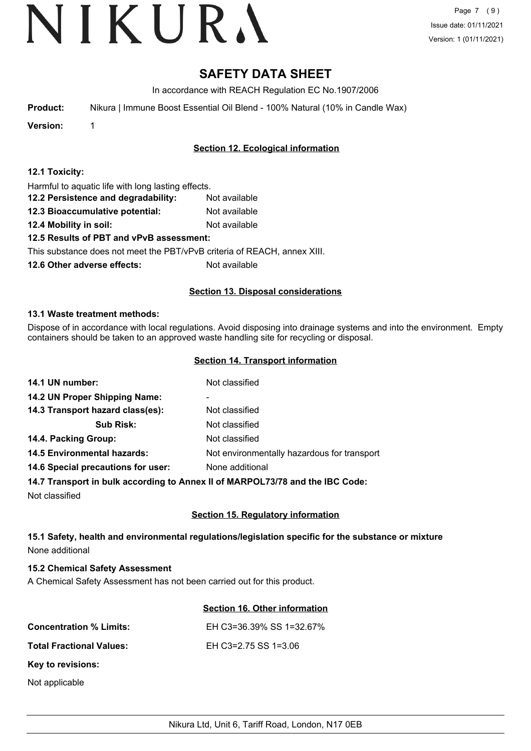# SAFETY DATA SHEET

In accordance with REACH Regulation EC No.1907/2006

**Product:** Nikura | Immune Boost Essential Oil Blend - 100% Natural (10% in Candle Wax)

**Version:** 1

## Section 12. Ecological information

**12.1 Toxicity:**

Harmful to aquatic life with long lasting effects.

**12.2 Persistence and degradability:** Not available

**12.3 Bioaccumulative potential:** Not available

**12.4 Mobility in soil:** Not available

**12.5 Results of PBT and vPvB assessment:**

This substance does not meet the PBT/vPvB criteria of REACH, annex XIII.

**12.6 Other adverse effects:** Not available

## Section 13. Disposal considerations

**13.1 Waste treatment methods:**

Dispose of in accordance with local regulations. Avoid disposing into drainage systems and into the environment. Empty containers should be taken to an approved waste handling site for recycling or disposal.

## Section 14. Transport information

**14.1 UN number:** Not classified

**14.2 UN Proper Shipping Name:** -

**14.3 Transport hazard class(es):** Not classified

**Sub Risk:** Not classified

**14.4. Packing Group:** Not classified

**14.5 Environmental hazards:** Not environmentally hazardous for transport

**14.6 Special precautions for user:** None additional

**14.7 Transport in bulk according to Annex II of MARPOL73/78 and the IBC Code:**

Not classified

## Section 15. Regulatory information

**15.1 Safety, health and environmental regulations/legislation specific for the substance or mixture**

None additional

**15.2 Chemical Safety Assessment**

A Chemical Safety Assessment has not been carried out for this product.

## Section 16. Other information

**Concentration % Limits:** EH C3=36.39% SS 1=32.67%

**Total Fractional Values:** EH C3=2.75 SS 1=3.06

**Key to revisions:**

Not applicable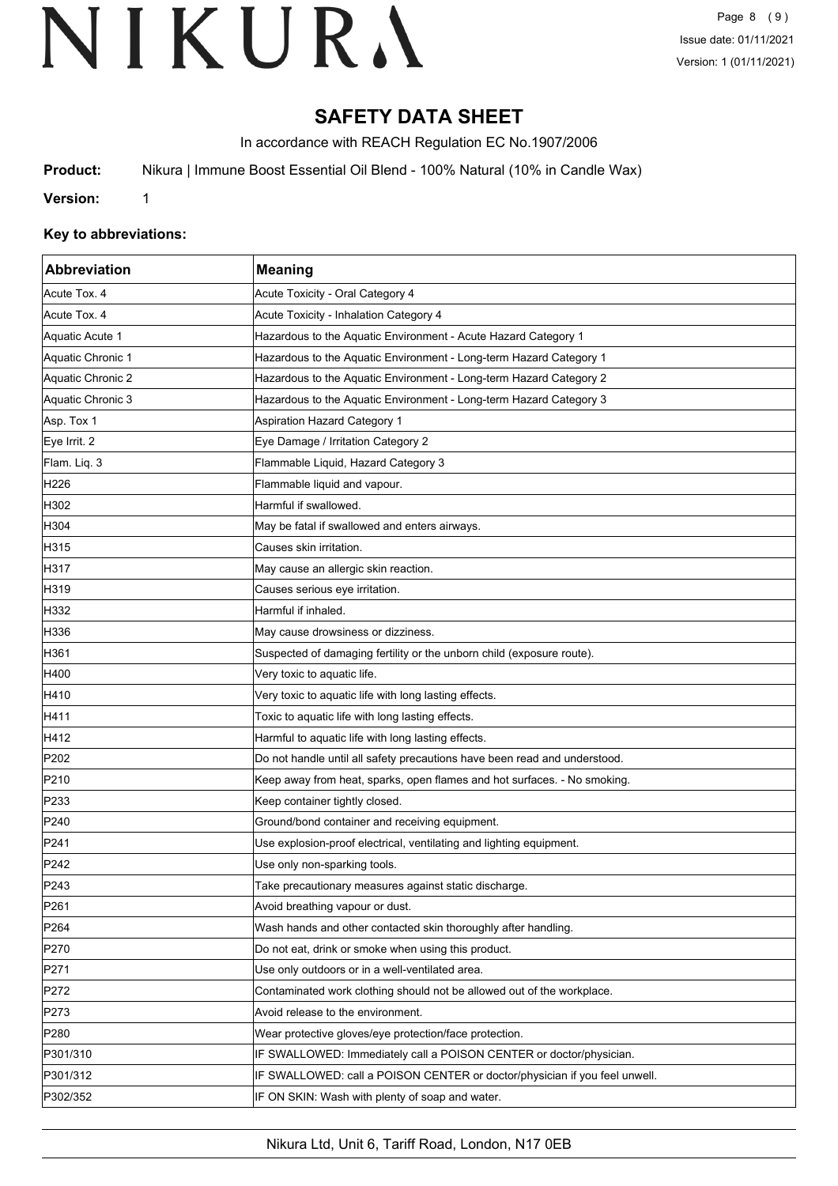# SAFETY DATA SHEET

In accordance with REACH Regulation EC No.1907/2006

**Product:** Nikura | Immune Boost Essential Oil Blend - 100% Natural (10% in Candle Wax)

**Version:** 1

### Key to abbreviations:

| Abbreviation | Meaning |
|---|---|
| Acute Tox. 4 | Acute Toxicity - Oral Category 4 |
| Acute Tox. 4 | Acute Toxicity - Inhalation Category 4 |
| Aquatic Acute 1 | Hazardous to the Aquatic Environment - Acute Hazard Category 1 |
| Aquatic Chronic 1 | Hazardous to the Aquatic Environment - Long-term Hazard Category 1 |
| Aquatic Chronic 2 | Hazardous to the Aquatic Environment - Long-term Hazard Category 2 |
| Aquatic Chronic 3 | Hazardous to the Aquatic Environment - Long-term Hazard Category 3 |
| Asp. Tox 1 | Aspiration Hazard Category 1 |
| Eye Irrit. 2 | Eye Damage / Irritation Category 2 |
| Flam. Liq. 3 | Flammable Liquid, Hazard Category 3 |
| H226 | Flammable liquid and vapour. |
| H302 | Harmful if swallowed. |
| H304 | May be fatal if swallowed and enters airways. |
| H315 | Causes skin irritation. |
| H317 | May cause an allergic skin reaction. |
| H319 | Causes serious eye irritation. |
| H332 | Harmful if inhaled. |
| H336 | May cause drowsiness or dizziness. |
| H361 | Suspected of damaging fertility or the unborn child (exposure route). |
| H400 | Very toxic to aquatic life. |
| H410 | Very toxic to aquatic life with long lasting effects. |
| H411 | Toxic to aquatic life with long lasting effects. |
| H412 | Harmful to aquatic life with long lasting effects. |
| P202 | Do not handle until all safety precautions have been read and understood. |
| P210 | Keep away from heat, sparks, open flames and hot surfaces. - No smoking. |
| P233 | Keep container tightly closed. |
| P240 | Ground/bond container and receiving equipment. |
| P241 | Use explosion-proof electrical, ventilating and lighting equipment. |
| P242 | Use only non-sparking tools. |
| P243 | Take precautionary measures against static discharge. |
| P261 | Avoid breathing vapour or dust. |
| P264 | Wash hands and other contacted skin thoroughly after handling. |
| P270 | Do not eat, drink or smoke when using this product. |
| P271 | Use only outdoors or in a well-ventilated area. |
| P272 | Contaminated work clothing should not be allowed out of the workplace. |
| P273 | Avoid release to the environment. |
| P280 | Wear protective gloves/eye protection/face protection. |
| P301/310 | IF SWALLOWED: Immediately call a POISON CENTER or doctor/physician. |
| P301/312 | IF SWALLOWED: call a POISON CENTER or doctor/physician if you feel unwell. |
| P302/352 | IF ON SKIN: Wash with plenty of soap and water. |

Nikura Ltd, Unit 6, Tariff Road, London, N17 0EB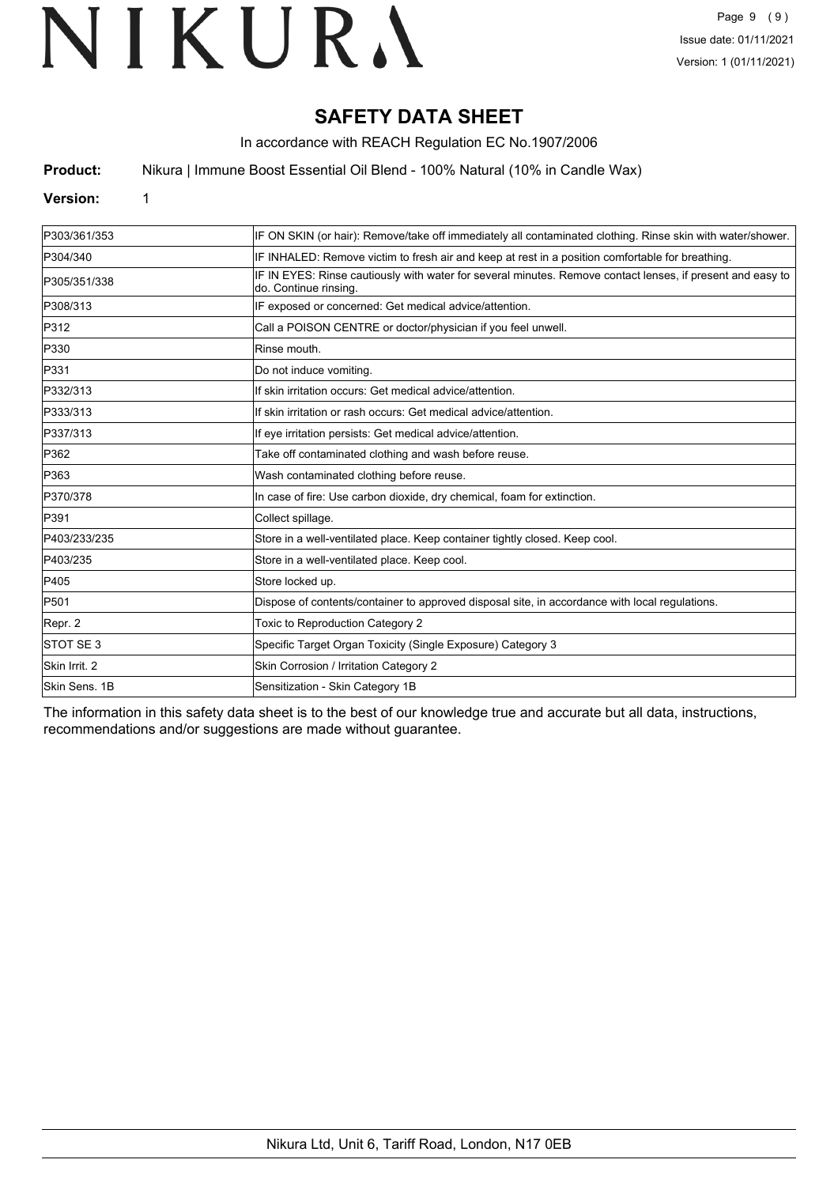# SAFETY DATA SHEET

In accordance with REACH Regulation EC No.1907/2006

**Product:** Nikura | Immune Boost Essential Oil Blend - 100% Natural (10% in Candle Wax)

**Version:** 1

| | |
|---|---|
| P303/361/353 | IF ON SKIN (or hair): Remove/take off immediately all contaminated clothing. Rinse skin with water/shower. |
| P304/340 | IF INHALED: Remove victim to fresh air and keep at rest in a position comfortable for breathing. |
| P305/351/338 | IF IN EYES: Rinse cautiously with water for several minutes. Remove contact lenses, if present and easy to do. Continue rinsing. |
| P308/313 | IF exposed or concerned: Get medical advice/attention. |
| P312 | Call a POISON CENTRE or doctor/physician if you feel unwell. |
| P330 | Rinse mouth. |
| P331 | Do not induce vomiting. |
| P332/313 | If skin irritation occurs: Get medical advice/attention. |
| P333/313 | If skin irritation or rash occurs: Get medical advice/attention. |
| P337/313 | If eye irritation persists: Get medical advice/attention. |
| P362 | Take off contaminated clothing and wash before reuse. |
| P363 | Wash contaminated clothing before reuse. |
| P370/378 | In case of fire: Use carbon dioxide, dry chemical, foam for extinction. |
| P391 | Collect spillage. |
| P403/233/235 | Store in a well-ventilated place. Keep container tightly closed. Keep cool. |
| P403/235 | Store in a well-ventilated place. Keep cool. |
| P405 | Store locked up. |
| P501 | Dispose of contents/container to approved disposal site, in accordance with local regulations. |
| Repr. 2 | Toxic to Reproduction Category 2 |
| STOT SE 3 | Specific Target Organ Toxicity (Single Exposure) Category 3 |
| Skin Irrit. 2 | Skin Corrosion / Irritation Category 2 |
| Skin Sens. 1B | Sensitization - Skin Category 1B |

The information in this safety data sheet is to the best of our knowledge true and accurate but all data, instructions, recommendations and/or suggestions are made without guarantee.

Nikura Ltd, Unit 6, Tariff Road, London, N17 0EB